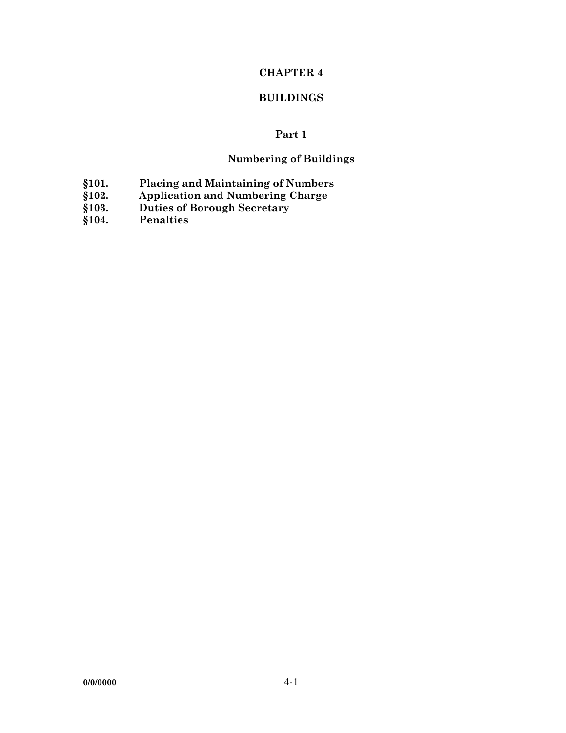# CHAPTER 4

# BUILDINGS

## Part 1

## Numbering of Buildings

**§101. Placing and Maintaining of Numbers**
**§102. Application and Numbering Charge**
**§103. Duties of Borough Secretary**
**§104. Penalties**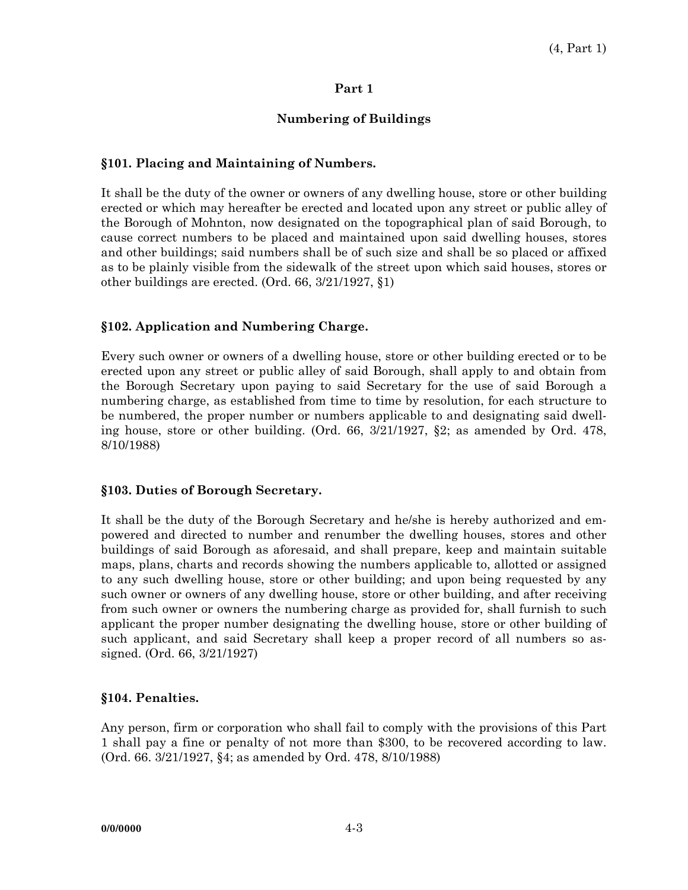## Part 1

## Numbering of Buildings

### §101. Placing and Maintaining of Numbers.

It shall be the duty of the owner or owners of any dwelling house, store or other building erected or which may hereafter be erected and located upon any street or public alley of the Borough of Mohnton, now designated on the topographical plan of said Borough, to cause correct numbers to be placed and maintained upon said dwelling houses, stores and other buildings; said numbers shall be of such size and shall be so placed or affixed as to be plainly visible from the sidewalk of the street upon which said houses, stores or other buildings are erected. (Ord. 66, 3/21/1927, §1)

### §102. Application and Numbering Charge.

Every such owner or owners of a dwelling house, store or other building erected or to be erected upon any street or public alley of said Borough, shall apply to and obtain from the Borough Secretary upon paying to said Secretary for the use of said Borough a numbering charge, as established from time to time by resolution, for each structure to be numbered, the proper number or numbers applicable to and designating said dwelling house, store or other building. (Ord. 66, 3/21/1927, §2; as amended by Ord. 478, 8/10/1988)

### §103. Duties of Borough Secretary.

It shall be the duty of the Borough Secretary and he/she is hereby authorized and empowered and directed to number and renumber the dwelling houses, stores and other buildings of said Borough as aforesaid, and shall prepare, keep and maintain suitable maps, plans, charts and records showing the numbers applicable to, allotted or assigned to any such dwelling house, store or other building; and upon being requested by any such owner or owners of any dwelling house, store or other building, and after receiving from such owner or owners the numbering charge as provided for, shall furnish to such applicant the proper number designating the dwelling house, store or other building of such applicant, and said Secretary shall keep a proper record of all numbers so assigned. (Ord. 66, 3/21/1927)

### §104. Penalties.

Any person, firm or corporation who shall fail to comply with the provisions of this Part 1 shall pay a fine or penalty of not more than $300, to be recovered according to law. (Ord. 66. 3/21/1927, §4; as amended by Ord. 478, 8/10/1988)